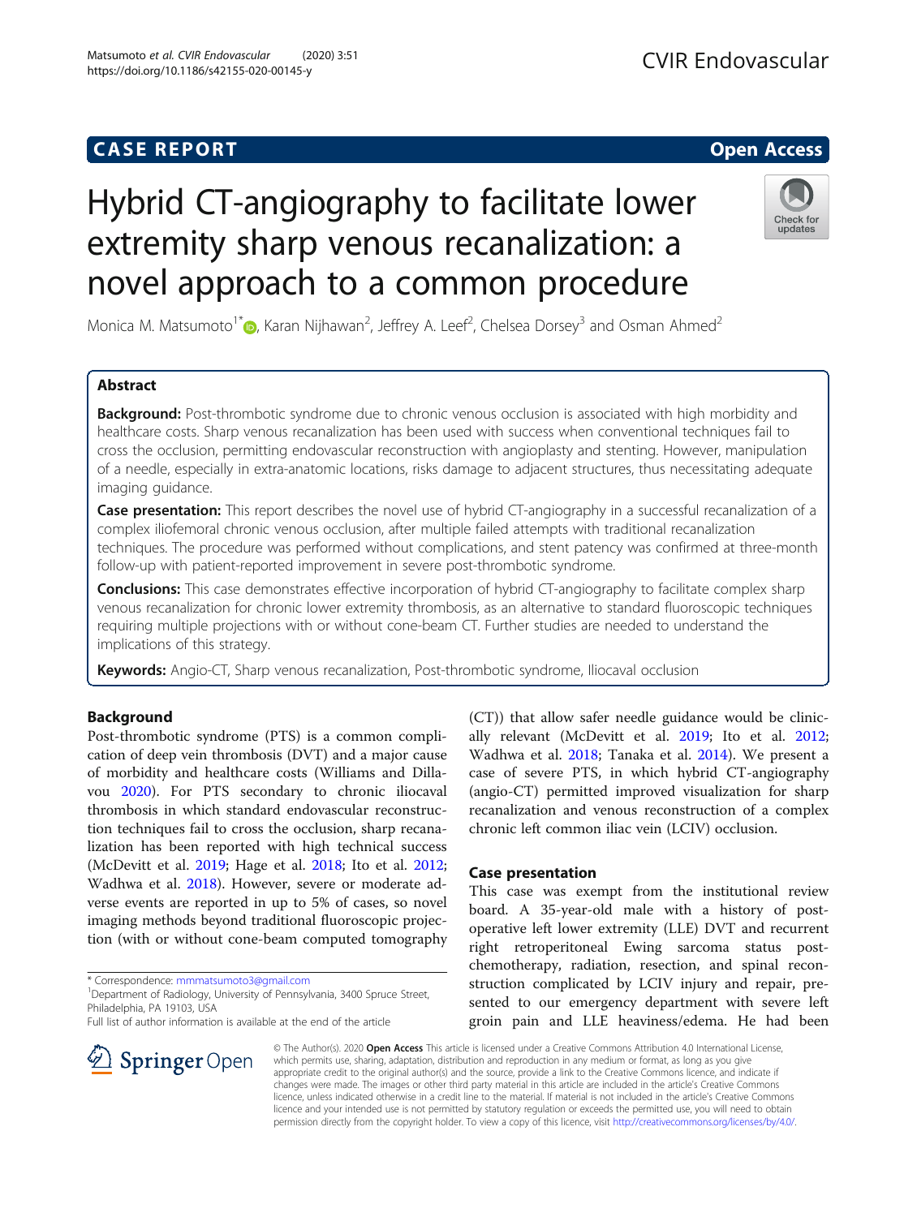**CASE REPORT** **Open Access**

# Hybrid CT-angiography to facilitate lower extremity sharp venous recanalization: a novel approach to a common procedure

Monica M. Matsumoto[1*], Karan Nijhawan[2], Jeffrey A. Leef[2], Chelsea Dorsey[3] and Osman Ahmed[2]

## Abstract

**Background:** Post-thrombotic syndrome due to chronic venous occlusion is associated with high morbidity and healthcare costs. Sharp venous recanalization has been used with success when conventional techniques fail to cross the occlusion, permitting endovascular reconstruction with angioplasty and stenting. However, manipulation of a needle, especially in extra-anatomic locations, risks damage to adjacent structures, thus necessitating adequate imaging guidance.

**Case presentation:** This report describes the novel use of hybrid CT-angiography in a successful recanalization of a complex iliofemoral chronic venous occlusion, after multiple failed attempts with traditional recanalization techniques. The procedure was performed without complications, and stent patency was confirmed at three-month follow-up with patient-reported improvement in severe post-thrombotic syndrome.

**Conclusions:** This case demonstrates effective incorporation of hybrid CT-angiography to facilitate complex sharp venous recanalization for chronic lower extremity thrombosis, as an alternative to standard fluoroscopic techniques requiring multiple projections with or without cone-beam CT. Further studies are needed to understand the implications of this strategy.

**Keywords:** Angio-CT, Sharp venous recanalization, Post-thrombotic syndrome, Iliocaval occlusion

## Background

Post-thrombotic syndrome (PTS) is a common complication of deep vein thrombosis (DVT) and a major cause of morbidity and healthcare costs (Williams and Dillavou 2020). For PTS secondary to chronic iliocaval thrombosis in which standard endovascular reconstruction techniques fail to cross the occlusion, sharp recanalization has been reported with high technical success (McDevitt et al. 2019; Hage et al. 2018; Ito et al. 2012; Wadhwa et al. 2018). However, severe or moderate adverse events are reported in up to 5% of cases, so novel imaging methods beyond traditional fluoroscopic projection (with or without cone-beam computed tomography (CT)) that allow safer needle guidance would be clinically relevant (McDevitt et al. 2019; Ito et al. 2012; Wadhwa et al. 2018; Tanaka et al. 2014). We present a case of severe PTS, in which hybrid CT-angiography (angio-CT) permitted improved visualization for sharp recanalization and venous reconstruction of a complex chronic left common iliac vein (LCIV) occlusion.

## Case presentation

This case was exempt from the institutional review board. A 35-year-old male with a history of post-operative left lower extremity (LLE) DVT and recurrent right retroperitoneal Ewing sarcoma status post-chemotherapy, radiation, resection, and spinal reconstruction complicated by LCIV injury and repair, presented to our emergency department with severe left groin pain and LLE heaviness/edema. He had been

\* Correspondence: mmmatsumoto3@gmail.com
[1]Department of Radiology, University of Pennsylvania, 3400 Spruce Street, Philadelphia, PA 19103, USA
Full list of author information is available at the end of the article

© The Author(s). 2020 **Open Access** This article is licensed under a Creative Commons Attribution 4.0 International License, which permits use, sharing, adaptation, distribution and reproduction in any medium or format, as long as you give appropriate credit to the original author(s) and the source, provide a link to the Creative Commons licence, and indicate if changes were made. The images or other third party material in this article are included in the article's Creative Commons licence, unless indicated otherwise in a credit line to the material. If material is not included in the article's Creative Commons licence and your intended use is not permitted by statutory regulation or exceeds the permitted use, you will need to obtain permission directly from the copyright holder. To view a copy of this licence, visit http://creativecommons.org/licenses/by/4.0/.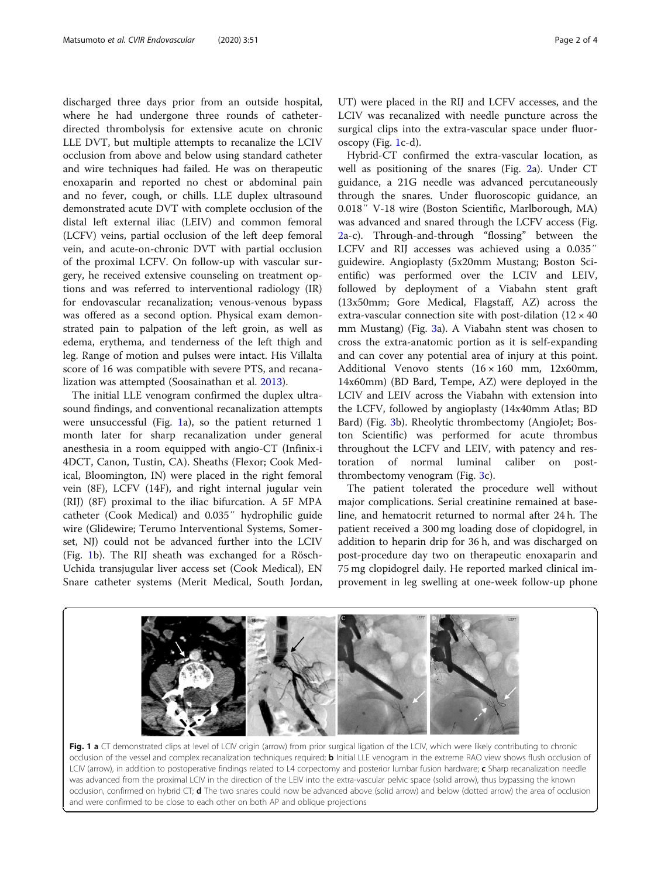discharged three days prior from an outside hospital, where he had undergone three rounds of catheter-directed thrombolysis for extensive acute on chronic LLE DVT, but multiple attempts to recanalize the LCIV occlusion from above and below using standard catheter and wire techniques had failed. He was on therapeutic enoxaparin and reported no chest or abdominal pain and no fever, cough, or chills. LLE duplex ultrasound demonstrated acute DVT with complete occlusion of the distal left external iliac (LEIV) and common femoral (LCFV) veins, partial occlusion of the left deep femoral vein, and acute-on-chronic DVT with partial occlusion of the proximal LCFV. On follow-up with vascular surgery, he received extensive counseling on treatment options and was referred to interventional radiology (IR) for endovascular recanalization; venous-venous bypass was offered as a second option. Physical exam demonstrated pain to palpation of the left groin, as well as edema, erythema, and tenderness of the left thigh and leg. Range of motion and pulses were intact. His Villalta score of 16 was compatible with severe PTS, and recanalization was attempted (Soosainathan et al. 2013).

The initial LLE venogram confirmed the duplex ultrasound findings, and conventional recanalization attempts were unsuccessful (Fig. 1a), so the patient returned 1 month later for sharp recanalization under general anesthesia in a room equipped with angio-CT (Infinix-i 4DCT, Canon, Tustin, CA). Sheaths (Flexor; Cook Medical, Bloomington, IN) were placed in the right femoral vein (8F), LCFV (14F), and right internal jugular vein (RIJ) (8F) proximal to the iliac bifurcation. A 5F MPA catheter (Cook Medical) and 0.035″ hydrophilic guide wire (Glidewire; Terumo Interventional Systems, Somerset, NJ) could not be advanced further into the LCIV (Fig. 1b). The RIJ sheath was exchanged for a Rösch-Uchida transjugular liver access set (Cook Medical), EN Snare catheter systems (Merit Medical, South Jordan, UT) were placed in the RIJ and LCFV accesses, and the LCIV was recanalized with needle puncture across the surgical clips into the extra-vascular space under fluoroscopy (Fig. 1c-d).

Hybrid-CT confirmed the extra-vascular location, as well as positioning of the snares (Fig. 2a). Under CT guidance, a 21G needle was advanced percutaneously through the snares. Under fluoroscopic guidance, an 0.018″ V-18 wire (Boston Scientific, Marlborough, MA) was advanced and snared through the LCFV access (Fig. 2a-c). Through-and-through "flossing" between the LCFV and RIJ accesses was achieved using a 0.035″ guidewire. Angioplasty (5x20mm Mustang; Boston Scientific) was performed over the LCIV and LEIV, followed by deployment of a Viabahn stent graft (13x50mm; Gore Medical, Flagstaff, AZ) across the extra-vascular connection site with post-dilation (12 × 40 mm Mustang) (Fig. 3a). A Viabahn stent was chosen to cross the extra-anatomic portion as it is self-expanding and can cover any potential area of injury at this point. Additional Venovo stents (16 × 160 mm, 12x60mm, 14x60mm) (BD Bard, Tempe, AZ) were deployed in the LCIV and LEIV across the Viabahn with extension into the LCFV, followed by angioplasty (14x40mm Atlas; BD Bard) (Fig. 3b). Rheolytic thrombectomy (AngioJet; Boston Scientific) was performed for acute thrombus throughout the LCFV and LEIV, with patency and restoration of normal luminal caliber on post-thrombectomy venogram (Fig. 3c).

The patient tolerated the procedure well without major complications. Serial creatinine remained at baseline, and hematocrit returned to normal after 24 h. The patient received a 300 mg loading dose of clopidogrel, in addition to heparin drip for 36 h, and was discharged on post-procedure day two on therapeutic enoxaparin and 75 mg clopidogrel daily. He reported marked clinical improvement in leg swelling at one-week follow-up phone

**Fig. 1** **a** CT demonstrated clips at level of LCIV origin (arrow) from prior surgical ligation of the LCIV, which were likely contributing to chronic occlusion of the vessel and complex recanalization techniques required; **b** Initial LLE venogram in the extreme RAO view shows flush occlusion of LCIV (arrow), in addition to postoperative findings related to L4 corpectomy and posterior lumbar fusion hardware; **c** Sharp recanalization needle was advanced from the proximal LCIV in the direction of the LEIV into the extra-vascular pelvic space (solid arrow), thus bypassing the known occlusion, confirmed on hybrid CT; **d** The two snares could now be advanced above (solid arrow) and below (dotted arrow) the area of occlusion and were confirmed to be close to each other on both AP and oblique projections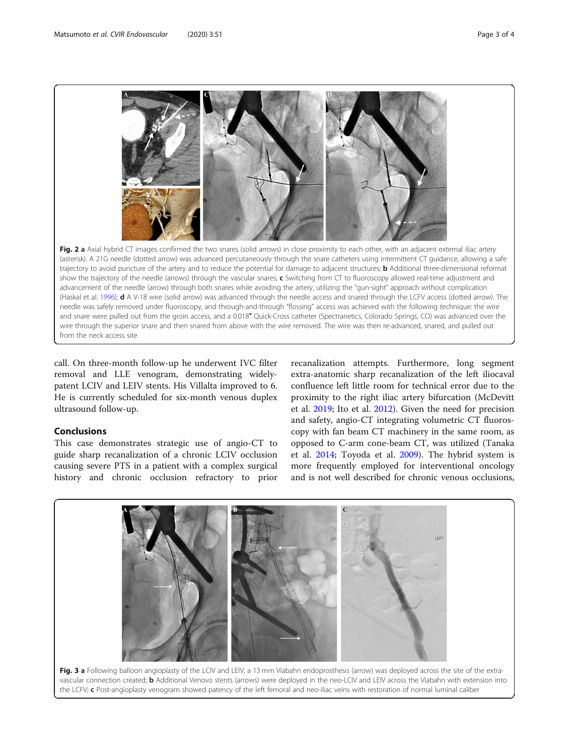**Fig. 2 a** Axial hybrid CT images confirmed the two snares (solid arrows) in close proximity to each other, with an adjacent external iliac artery (asterisk). A 21G needle (dotted arrow) was advanced percutaneously through the snare catheters using intermittent CT guidance, allowing a safe trajectory to avoid puncture of the artery and to reduce the potential for damage to adjacent structures; **b** Additional three-dimensional reformat show the trajectory of the needle (arrows) through the vascular snares; **c** Switching from CT to fluoroscopy allowed real-time adjustment and advancement of the needle (arrow) through both snares while avoiding the artery, utilizing the "gun-sight" approach without complication (Haskal et al. 1996); **d** A V-18 wire (solid arrow) was advanced through the needle access and snared through the LCFV access (dotted arrow). The needle was safely removed under fluoroscopy, and through-and-through "flossing" access was achieved with the following technique: the wire and snare were pulled out from the groin access, and a 0.018″ Quick-Cross catheter (Spectranetics, Colorado Springs, CO) was advanced over the wire through the superior snare and then snared from above with the wire removed. The wire was then re-advanced, snared, and pulled out from the neck access site

call. On three-month follow-up he underwent IVC filter removal and LLE venogram, demonstrating widely-patent LCIV and LEIV stents. His Villalta improved to 6. He is currently scheduled for six-month venous duplex ultrasound follow-up.

## Conclusions

This case demonstrates strategic use of angio-CT to guide sharp recanalization of a chronic LCIV occlusion causing severe PTS in a patient with a complex surgical history and chronic occlusion refractory to prior recanalization attempts. Furthermore, long segment extra-anatomic sharp recanalization of the left iliocaval confluence left little room for technical error due to the proximity to the right iliac artery bifurcation (McDevitt et al. 2019; Ito et al. 2012). Given the need for precision and safety, angio-CT integrating volumetric CT fluoroscopy with fan beam CT machinery in the same room, as opposed to C-arm cone-beam CT, was utilized (Tanaka et al. 2014; Toyoda et al. 2009). The hybrid system is more frequently employed for interventional oncology and is not well described for chronic venous occlusions,

**Fig. 3 a** Following balloon angioplasty of the LCIV and LEIV, a 13 mm Viabahn endoprosthesis (arrow) was deployed across the site of the extra-vascular connection created; **b** Additional Venovo stents (arrows) were deployed in the neo-LCIV and LEIV across the Viabahn with extension into the LCFV; **c** Post-angioplasty venogram showed patency of the left femoral and neo-iliac veins with restoration of normal luminal caliber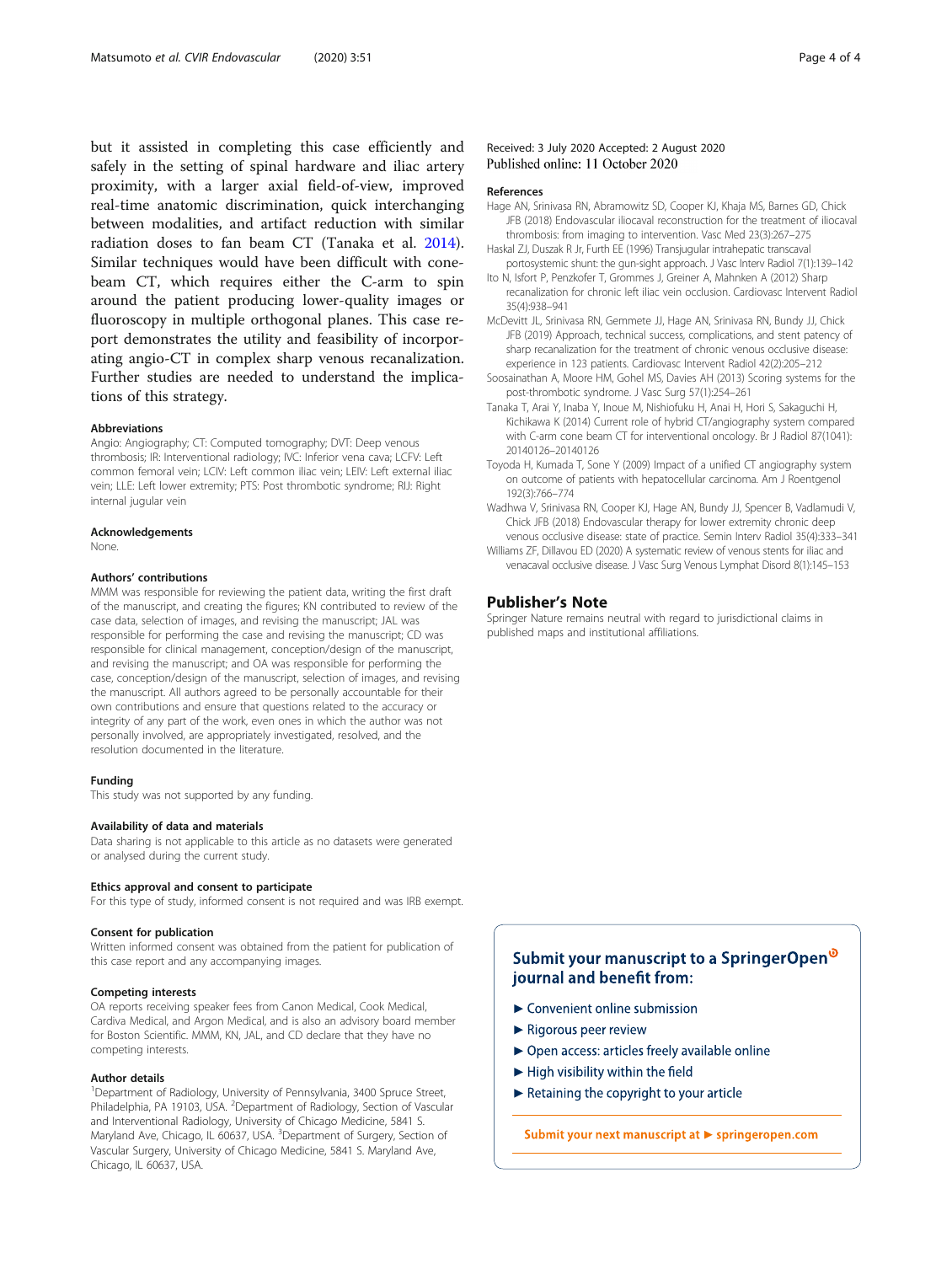but it assisted in completing this case efficiently and safely in the setting of spinal hardware and iliac artery proximity, with a larger axial field-of-view, improved real-time anatomic discrimination, quick interchanging between modalities, and artifact reduction with similar radiation doses to fan beam CT (Tanaka et al. 2014). Similar techniques would have been difficult with cone-beam CT, which requires either the C-arm to spin around the patient producing lower-quality images or fluoroscopy in multiple orthogonal planes. This case report demonstrates the utility and feasibility of incorporating angio-CT in complex sharp venous recanalization. Further studies are needed to understand the implications of this strategy.

#### Abbreviations

Angio: Angiography; CT: Computed tomography; DVT: Deep venous thrombosis; IR: Interventional radiology; IVC: Inferior vena cava; LCFV: Left common femoral vein; LCIV: Left common iliac vein; LEIV: Left external iliac vein; LLE: Left lower extremity; PTS: Post thrombotic syndrome; RIJ: Right internal jugular vein

#### Acknowledgements

None.

#### Authors' contributions

MMM was responsible for reviewing the patient data, writing the first draft of the manuscript, and creating the figures; KN contributed to review of the case data, selection of images, and revising the manuscript; JAL was responsible for performing the case and revising the manuscript; CD was responsible for clinical management, conception/design of the manuscript, and revising the manuscript; and OA was responsible for performing the case, conception/design of the manuscript, selection of images, and revising the manuscript. All authors agreed to be personally accountable for their own contributions and ensure that questions related to the accuracy or integrity of any part of the work, even ones in which the author was not personally involved, are appropriately investigated, resolved, and the resolution documented in the literature.

#### Funding

This study was not supported by any funding.

#### Availability of data and materials

Data sharing is not applicable to this article as no datasets were generated or analysed during the current study.

#### Ethics approval and consent to participate

For this type of study, informed consent is not required and was IRB exempt.

#### Consent for publication

Written informed consent was obtained from the patient for publication of this case report and any accompanying images.

#### Competing interests

OA reports receiving speaker fees from Canon Medical, Cook Medical, Cardiva Medical, and Argon Medical, and is also an advisory board member for Boston Scientific. MMM, KN, JAL, and CD declare that they have no competing interests.

#### Author details

[1]Department of Radiology, University of Pennsylvania, 3400 Spruce Street, Philadelphia, PA 19103, USA. [2]Department of Radiology, Section of Vascular and Interventional Radiology, University of Chicago Medicine, 5841 S. Maryland Ave, Chicago, IL 60637, USA. [3]Department of Surgery, Section of Vascular Surgery, University of Chicago Medicine, 5841 S. Maryland Ave, Chicago, IL 60637, USA.

Received: 3 July 2020 Accepted: 2 August 2020
Published online: 11 October 2020

#### References

Hage AN, Srinivasa RN, Abramowitz SD, Cooper KJ, Khaja MS, Barnes GD, Chick JFB (2018) Endovascular iliocaval reconstruction for the treatment of iliocaval thrombosis: from imaging to intervention. Vasc Med 23(3):267–275

Haskal ZJ, Duszak R Jr, Furth EE (1996) Transjugular intrahepatic transcaval portosystemic shunt: the gun-sight approach. J Vasc Interv Radiol 7(1):139–142

Ito N, Isfort P, Penzkofer T, Grommes J, Greiner A, Mahnken A (2012) Sharp recanalization for chronic left iliac vein occlusion. Cardiovasc Intervent Radiol 35(4):938–941

McDevitt JL, Srinivasa RN, Gemmete JJ, Hage AN, Srinivasa RN, Bundy JJ, Chick JFB (2019) Approach, technical success, complications, and stent patency of sharp recanalization for the treatment of chronic venous occlusive disease: experience in 123 patients. Cardiovasc Intervent Radiol 42(2):205–212

Soosainathan A, Moore HM, Gohel MS, Davies AH (2013) Scoring systems for the post-thrombotic syndrome. J Vasc Surg 57(1):254–261

Tanaka T, Arai Y, Inaba Y, Inoue M, Nishiofuku H, Anai H, Hori S, Sakaguchi H, Kichikawa K (2014) Current role of hybrid CT/angiography system compared with C-arm cone beam CT for interventional oncology. Br J Radiol 87(1041): 20140126–20140126

Toyoda H, Kumada T, Sone Y (2009) Impact of a unified CT angiography system on outcome of patients with hepatocellular carcinoma. Am J Roentgenol 192(3):766–774

Wadhwa V, Srinivasa RN, Cooper KJ, Hage AN, Bundy JJ, Spencer B, Vadlamudi V, Chick JFB (2018) Endovascular therapy for lower extremity chronic deep venous occlusive disease: state of practice. Semin Interv Radiol 35(4):333–341

Williams ZF, Dillavou ED (2020) A systematic review of venous stents for iliac and venacaval occlusive disease. J Vasc Surg Venous Lymphat Disord 8(1):145–153

## Publisher's Note

Springer Nature remains neutral with regard to jurisdictional claims in published maps and institutional affiliations.

**Submit your manuscript to a SpringerOpen journal and benefit from:**

- ► Convenient online submission
- ► Rigorous peer review
- ► Open access: articles freely available online
- ► High visibility within the field
- ► Retaining the copyright to your article

Submit your next manuscript at ► springeropen.com